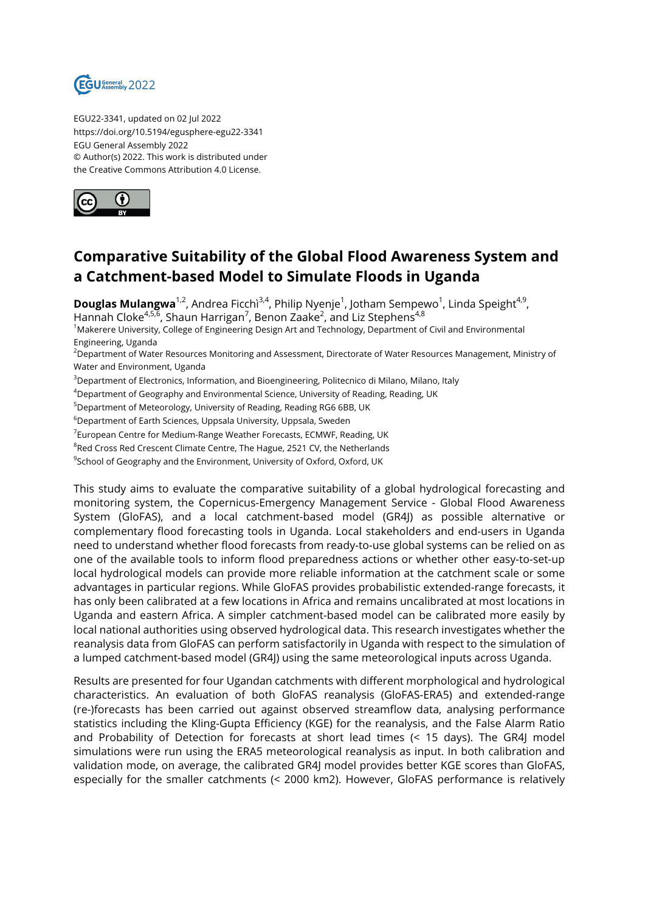EGU22-3341, updated on 02 Jul 2022
https://doi.org/10.5194/egusphere-egu22-3341
EGU General Assembly 2022
© Author(s) 2022. This work is distributed under
the Creative Commons Attribution 4.0 License.

# Comparative Suitability of the Global Flood Awareness System and a Catchment-based Model to Simulate Floods in Uganda

**Douglas Mulangwa**[1,2], Andrea Ficchì[3,4], Philip Nyenje[1], Jotham Sempewo[1], Linda Speight[4,9], Hannah Cloke[4,5,6], Shaun Harrigan[7], Benon Zaake[2], and Liz Stephens[4,8]

[1]Makerere University, College of Engineering Design Art and Technology, Department of Civil and Environmental Engineering, Uganda
[2]Department of Water Resources Monitoring and Assessment, Directorate of Water Resources Management, Ministry of Water and Environment, Uganda
[3]Department of Electronics, Information, and Bioengineering, Politecnico di Milano, Milano, Italy
[4]Department of Geography and Environmental Science, University of Reading, Reading, UK
[5]Department of Meteorology, University of Reading, Reading RG6 6BB, UK
[6]Department of Earth Sciences, Uppsala University, Uppsala, Sweden
[7]European Centre for Medium-Range Weather Forecasts, ECMWF, Reading, UK
[8]Red Cross Red Crescent Climate Centre, The Hague, 2521 CV, the Netherlands
[9]School of Geography and the Environment, University of Oxford, Oxford, UK

This study aims to evaluate the comparative suitability of a global hydrological forecasting and monitoring system, the Copernicus-Emergency Management Service - Global Flood Awareness System (GloFAS), and a local catchment-based model (GR4J) as possible alternative or complementary flood forecasting tools in Uganda. Local stakeholders and end-users in Uganda need to understand whether flood forecasts from ready-to-use global systems can be relied on as one of the available tools to inform flood preparedness actions or whether other easy-to-set-up local hydrological models can provide more reliable information at the catchment scale or some advantages in particular regions. While GloFAS provides probabilistic extended-range forecasts, it has only been calibrated at a few locations in Africa and remains uncalibrated at most locations in Uganda and eastern Africa. A simpler catchment-based model can be calibrated more easily by local national authorities using observed hydrological data. This research investigates whether the reanalysis data from GloFAS can perform satisfactorily in Uganda with respect to the simulation of a lumped catchment-based model (GR4J) using the same meteorological inputs across Uganda.

Results are presented for four Ugandan catchments with different morphological and hydrological characteristics. An evaluation of both GloFAS reanalysis (GloFAS-ERA5) and extended-range (re-)forecasts has been carried out against observed streamflow data, analysing performance statistics including the Kling-Gupta Efficiency (KGE) for the reanalysis, and the False Alarm Ratio and Probability of Detection for forecasts at short lead times (< 15 days). The GR4J model simulations were run using the ERA5 meteorological reanalysis as input. In both calibration and validation mode, on average, the calibrated GR4J model provides better KGE scores than GloFAS, especially for the smaller catchments (< 2000 km2). However, GloFAS performance is relatively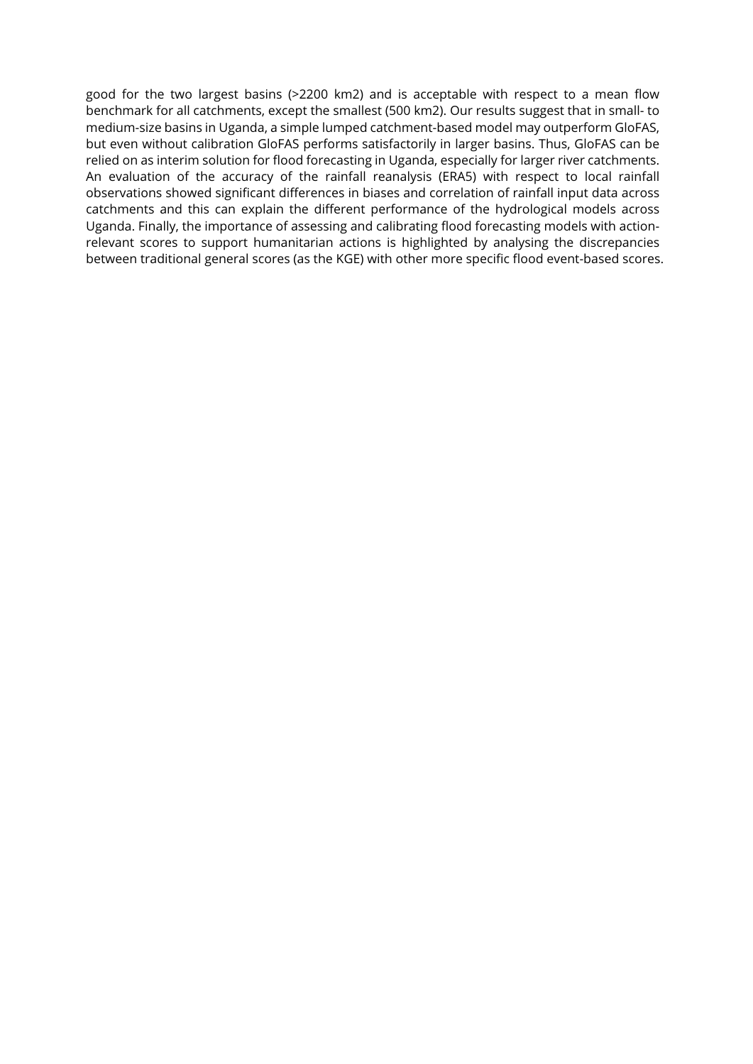good for the two largest basins (>2200 km2) and is acceptable with respect to a mean flow benchmark for all catchments, except the smallest (500 km2). Our results suggest that in small- to medium-size basins in Uganda, a simple lumped catchment-based model may outperform GloFAS, but even without calibration GloFAS performs satisfactorily in larger basins. Thus, GloFAS can be relied on as interim solution for flood forecasting in Uganda, especially for larger river catchments. An evaluation of the accuracy of the rainfall reanalysis (ERA5) with respect to local rainfall observations showed significant differences in biases and correlation of rainfall input data across catchments and this can explain the different performance of the hydrological models across Uganda. Finally, the importance of assessing and calibrating flood forecasting models with action-relevant scores to support humanitarian actions is highlighted by analysing the discrepancies between traditional general scores (as the KGE) with other more specific flood event-based scores.